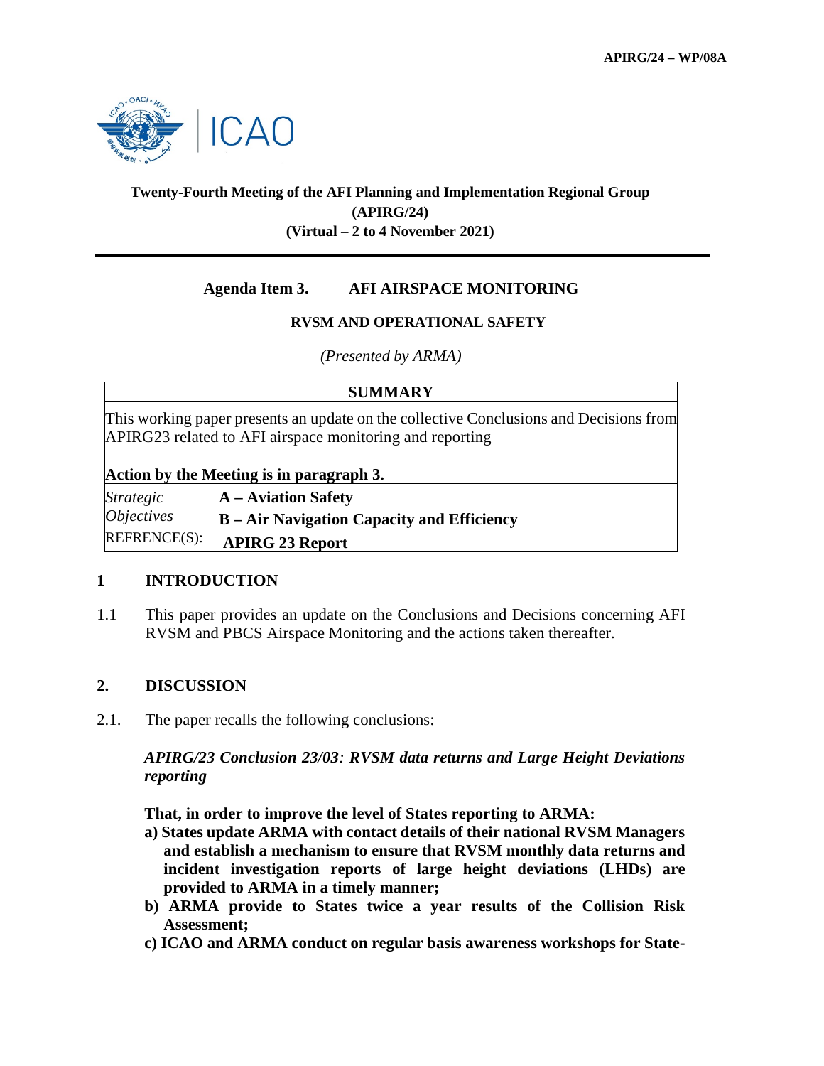APIRG/24 – WP/08A

**Twenty-Fourth Meeting of the AFI Planning and Implementation Regional Group (APIRG/24)**
**(Virtual – 2 to 4 November 2021)**

## Agenda Item 3. AFI AIRSPACE MONITORING

### RVSM AND OPERATIONAL SAFETY

*(Presented by ARMA)*

| **SUMMARY** | |
|---|---|
| This working paper presents an update on the collective Conclusions and Decisions from APIRG23 related to AFI airspace monitoring and reporting<br><br>**Action by the Meeting is in paragraph 3.** | |
| *Strategic Objectives* | **A – Aviation Safety**<br>**B – Air Navigation Capacity and Efficiency** |
| REFRENCE(S): | **APIRG 23 Report** |

## 1 INTRODUCTION

1.1 This paper provides an update on the Conclusions and Decisions concerning AFI RVSM and PBCS Airspace Monitoring and the actions taken thereafter.

## 2. DISCUSSION

2.1. The paper recalls the following conclusions:

***APIRG/23 Conclusion 23/03**: RVSM data returns and Large Height Deviations reporting*

**That, in order to improve the level of States reporting to ARMA:**

**a) States update ARMA with contact details of their national RVSM Managers and establish a mechanism to ensure that RVSM monthly data returns and incident investigation reports of large height deviations (LHDs) are provided to ARMA in a timely manner;**

**b) ARMA provide to States twice a year results of the Collision Risk Assessment;**

**c) ICAO and ARMA conduct on regular basis awareness workshops for State-**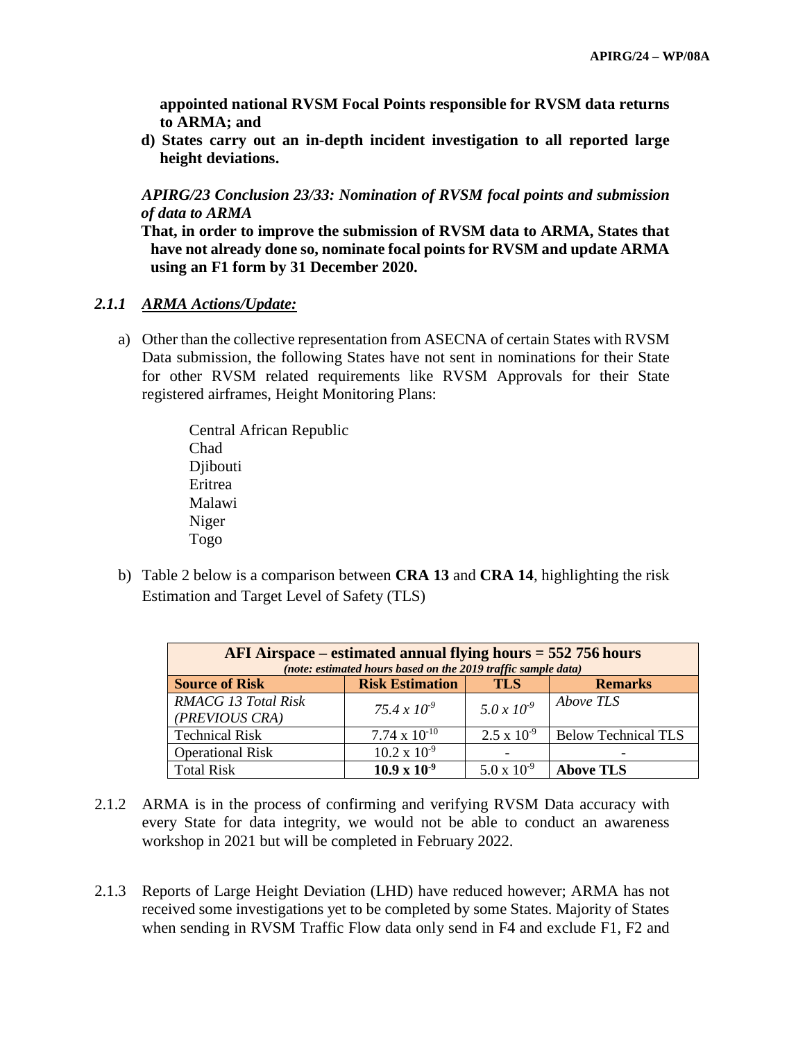**appointed national RVSM Focal Points responsible for RVSM data returns to ARMA; and**

**d) States carry out an in-depth incident investigation to all reported large height deviations.**

***APIRG/23 Conclusion 23/33: Nomination of RVSM focal points and submission of data to ARMA***

**That, in order to improve the submission of RVSM data to ARMA, States that have not already done so, nominate focal points for RVSM and update ARMA using an F1 form by 31 December 2020.**

### *2.1.1 ARMA Actions/Update:*

a) Other than the collective representation from ASECNA of certain States with RVSM Data submission, the following States have not sent in nominations for their State for other RVSM related requirements like RVSM Approvals for their State registered airframes, Height Monitoring Plans:

Central African Republic
Chad
Djibouti
Eritrea
Malawi
Niger
Togo

b) Table 2 below is a comparison between **CRA 13** and **CRA 14**, highlighting the risk Estimation and Target Level of Safety (TLS)

| **AFI Airspace – estimated annual flying hours = 552 756 hours** *(note: estimated hours based on the 2019 traffic sample data)* | | | |
|---|---|---|---|
| **Source of Risk** | **Risk Estimation** | **TLS** | **Remarks** |
| *RMACG 13 Total Risk (PREVIOUS CRA)* | *$75.4 \times 10^{-9}$* | *$5.0 \times 10^{-9}$* | *Above TLS* |
| Technical Risk | $7.74 \times 10^{-10}$ | $2.5 \times 10^{-9}$ | Below Technical TLS |
| Operational Risk | $10.2 \times 10^{-9}$ | - | - |
| Total Risk | **$10.9 \times 10^{-9}$** | $5.0 \times 10^{-9}$ | **Above TLS** |

2.1.2 ARMA is in the process of confirming and verifying RVSM Data accuracy with every State for data integrity, we would not be able to conduct an awareness workshop in 2021 but will be completed in February 2022.

2.1.3 Reports of Large Height Deviation (LHD) have reduced however; ARMA has not received some investigations yet to be completed by some States. Majority of States when sending in RVSM Traffic Flow data only send in F4 and exclude F1, F2 and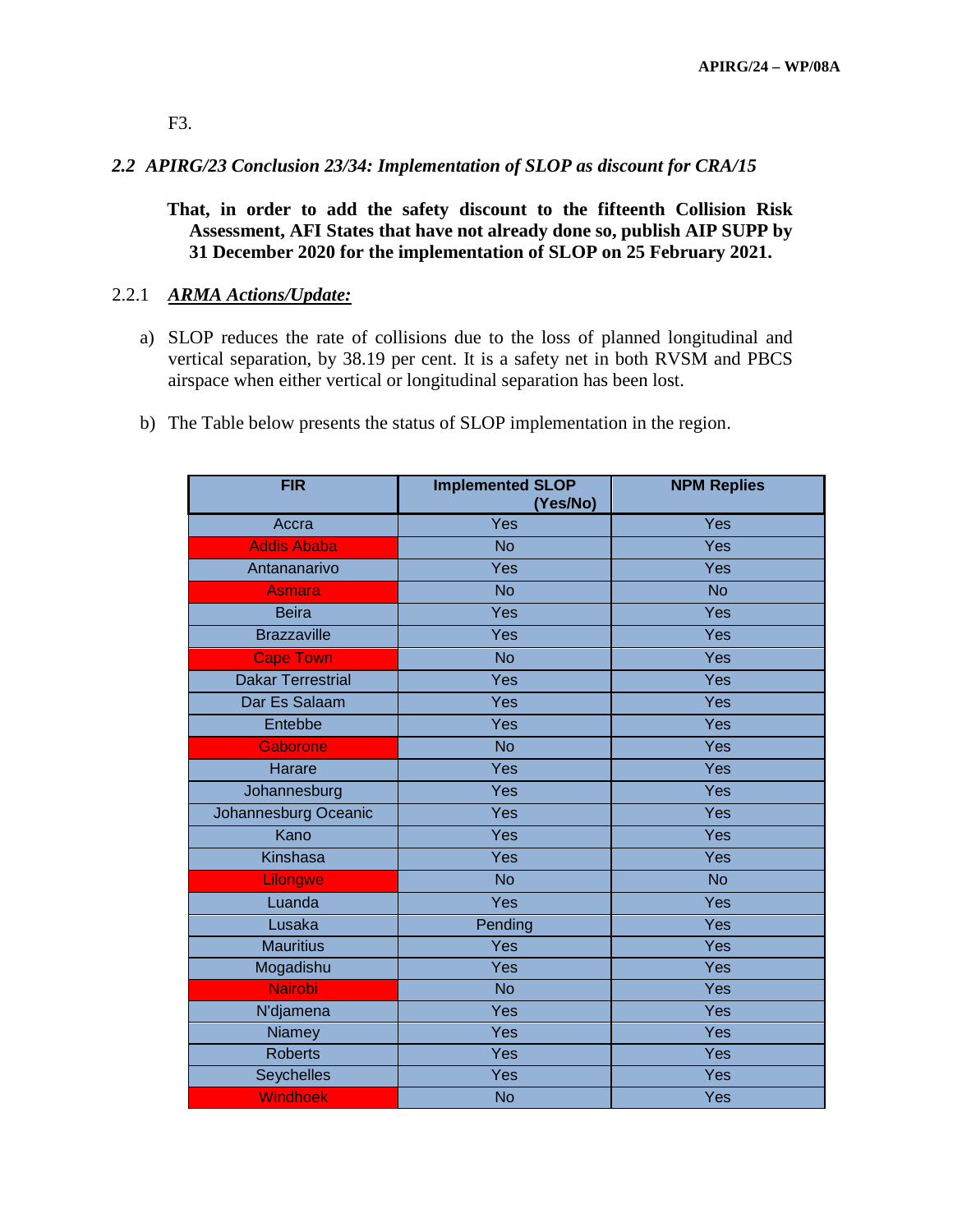F3.

### *2.2 APIRG/23 Conclusion 23/34: Implementation of SLOP as discount for CRA/15*

**That, in order to add the safety discount to the fifteenth Collision Risk Assessment, AFI States that have not already done so, publish AIP SUPP by 31 December 2020 for the implementation of SLOP on 25 February 2021.**

2.2.1 ***ARMA Actions/Update:***

a) SLOP reduces the rate of collisions due to the loss of planned longitudinal and vertical separation, by 38.19 per cent. It is a safety net in both RVSM and PBCS airspace when either vertical or longitudinal separation has been lost.

b) The Table below presents the status of SLOP implementation in the region.

| FIR | Implemented SLOP (Yes/No) | NPM Replies |
|---|---|---|
| Accra | Yes | Yes |
| Addis Ababa | No | Yes |
| Antananarivo | Yes | Yes |
| Asmara | No | No |
| Beira | Yes | Yes |
| Brazzaville | Yes | Yes |
| Cape Town | No | Yes |
| Dakar Terrestrial | Yes | Yes |
| Dar Es Salaam | Yes | Yes |
| Entebbe | Yes | Yes |
| Gaborone | No | Yes |
| Harare | Yes | Yes |
| Johannesburg | Yes | Yes |
| Johannesburg Oceanic | Yes | Yes |
| Kano | Yes | Yes |
| Kinshasa | Yes | Yes |
| Lilongwe | No | No |
| Luanda | Yes | Yes |
| Lusaka | Pending | Yes |
| Mauritius | Yes | Yes |
| Mogadishu | Yes | Yes |
| Nairobi | No | Yes |
| N'djamena | Yes | Yes |
| Niamey | Yes | Yes |
| Roberts | Yes | Yes |
| Seychelles | Yes | Yes |
| Windhoek | No | Yes |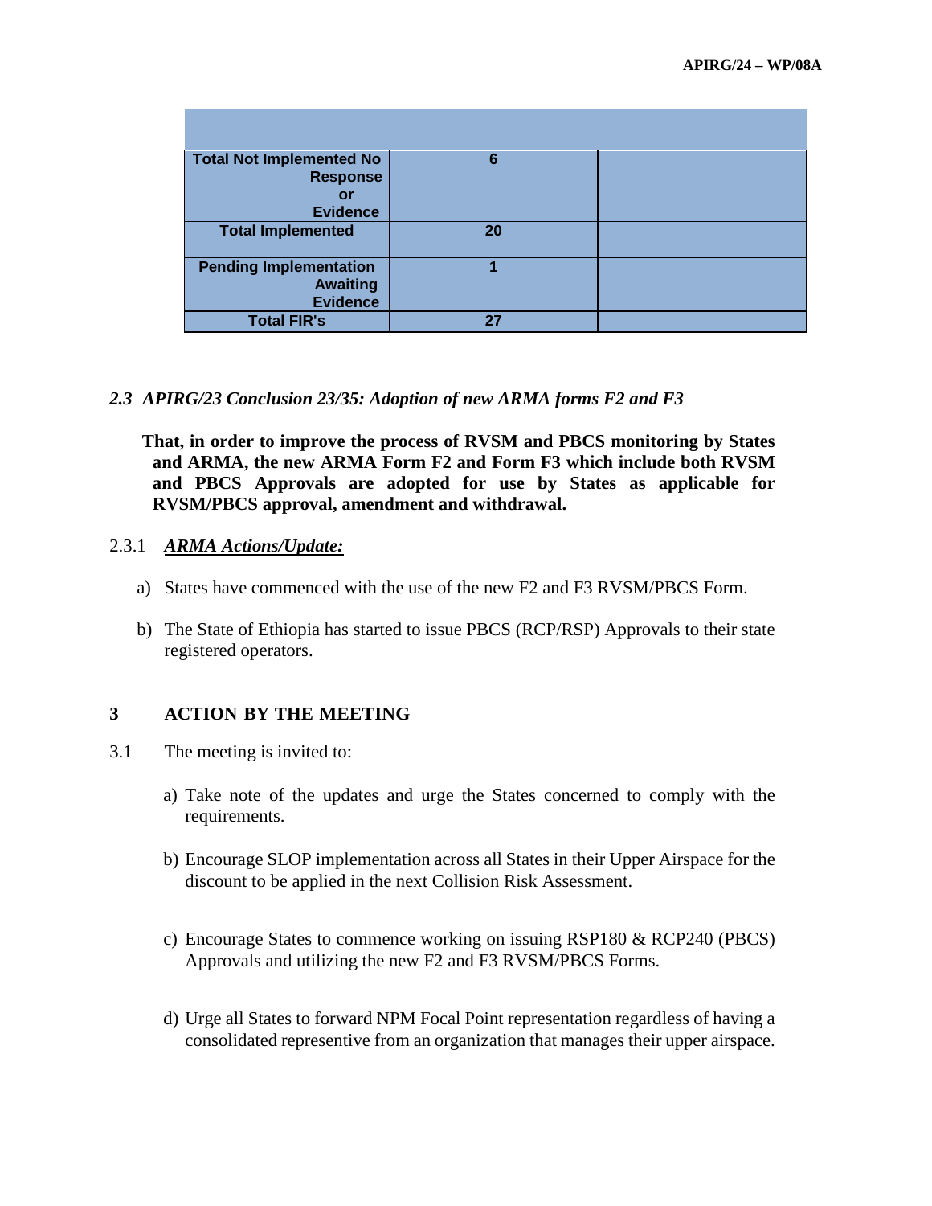| | | |
|---|---|---|
| **Total Not Implemented No Response or Evidence** | **6** | |
| **Total Implemented** | **20** | |
| **Pending Implementation Awaiting Evidence** | **1** | |
| **Total FIR's** | **27** | |

### *2.3 APIRG/23 Conclusion 23/35: Adoption of new ARMA forms F2 and F3*

**That, in order to improve the process of RVSM and PBCS monitoring by States and ARMA, the new ARMA Form F2 and Form F3 which include both RVSM and PBCS Approvals are adopted for use by States as applicable for RVSM/PBCS approval, amendment and withdrawal.**

2.3.1 ***ARMA Actions/Update:***

a) States have commenced with the use of the new F2 and F3 RVSM/PBCS Form.

b) The State of Ethiopia has started to issue PBCS (RCP/RSP) Approvals to their state registered operators.

## 3 ACTION BY THE MEETING

3.1 The meeting is invited to:

a) Take note of the updates and urge the States concerned to comply with the requirements.

b) Encourage SLOP implementation across all States in their Upper Airspace for the discount to be applied in the next Collision Risk Assessment.

c) Encourage States to commence working on issuing RSP180 & RCP240 (PBCS) Approvals and utilizing the new F2 and F3 RVSM/PBCS Forms.

d) Urge all States to forward NPM Focal Point representation regardless of having a consolidated represenitve from an organization that manages their upper airspace.